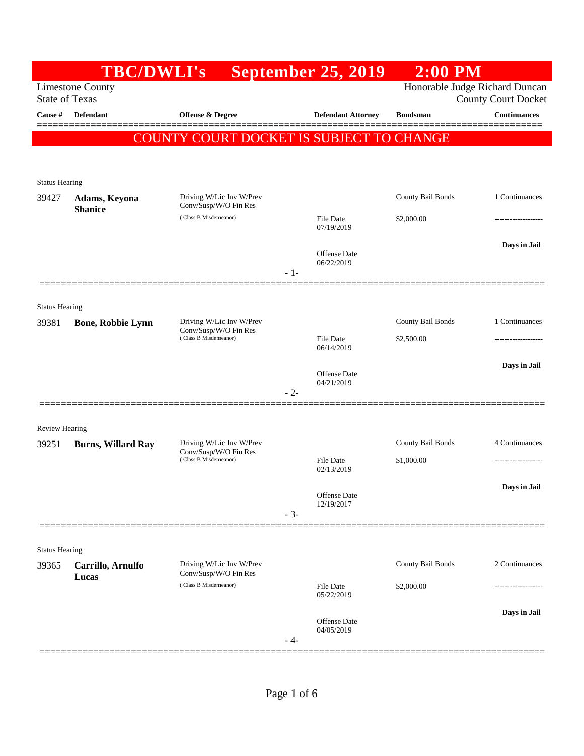# TBC/DWLI's September 25, 2019 2:00 PM

Limestone County
State of Texas

Honorable Judge Richard Duncan
County Court Docket

| Cause # | Defendant | Offense & Degree | Defendant Attorney | Bondsman | Continuances |
|---|---|---|---|---|---|

**COUNTY COURT DOCKET IS SUBJECT TO CHANGE**

---

Status Hearing

| Cause # | Defendant | Offense & Degree | Defendant Attorney | Bondsman | Continuances |
|---|---|---|---|---|---|
| 39427 | **Adams, Keyona Shanice** | Driving W/Lic Inv W/Prev Conv/Susp/W/O Fin Res (Class B Misdemeanor) | File Date 07/19/2019<br>Offense Date 06/22/2019 | County Bail Bonds<br>$2,000.00 | 1 Continuances<br>-------------------<br>**Days in Jail** |

- 1-

---

Status Hearing

| Cause # | Defendant | Offense & Degree | Defendant Attorney | Bondsman | Continuances |
|---|---|---|---|---|---|
| 39381 | **Bone, Robbie Lynn** | Driving W/Lic Inv W/Prev Conv/Susp/W/O Fin Res (Class B Misdemeanor) | File Date 06/14/2019<br>Offense Date 04/21/2019 | County Bail Bonds<br>$2,500.00 | 1 Continuances<br>-------------------<br>**Days in Jail** |

- 2-

---

Review Hearing

| Cause # | Defendant | Offense & Degree | Defendant Attorney | Bondsman | Continuances |
|---|---|---|---|---|---|
| 39251 | **Burns, Willard Ray** | Driving W/Lic Inv W/Prev Conv/Susp/W/O Fin Res (Class B Misdemeanor) | File Date 02/13/2019<br>Offense Date 12/19/2017 | County Bail Bonds<br>$1,000.00 | 4 Continuances<br>-------------------<br>**Days in Jail** |

- 3-

---

Status Hearing

| Cause # | Defendant | Offense & Degree | Defendant Attorney | Bondsman | Continuances |
|---|---|---|---|---|---|
| 39365 | **Carrillo, Arnulfo Lucas** | Driving W/Lic Inv W/Prev Conv/Susp/W/O Fin Res (Class B Misdemeanor) | File Date 05/22/2019<br>Offense Date 04/05/2019 | County Bail Bonds<br>$2,000.00 | 2 Continuances<br>-------------------<br>**Days in Jail** |

- 4-

---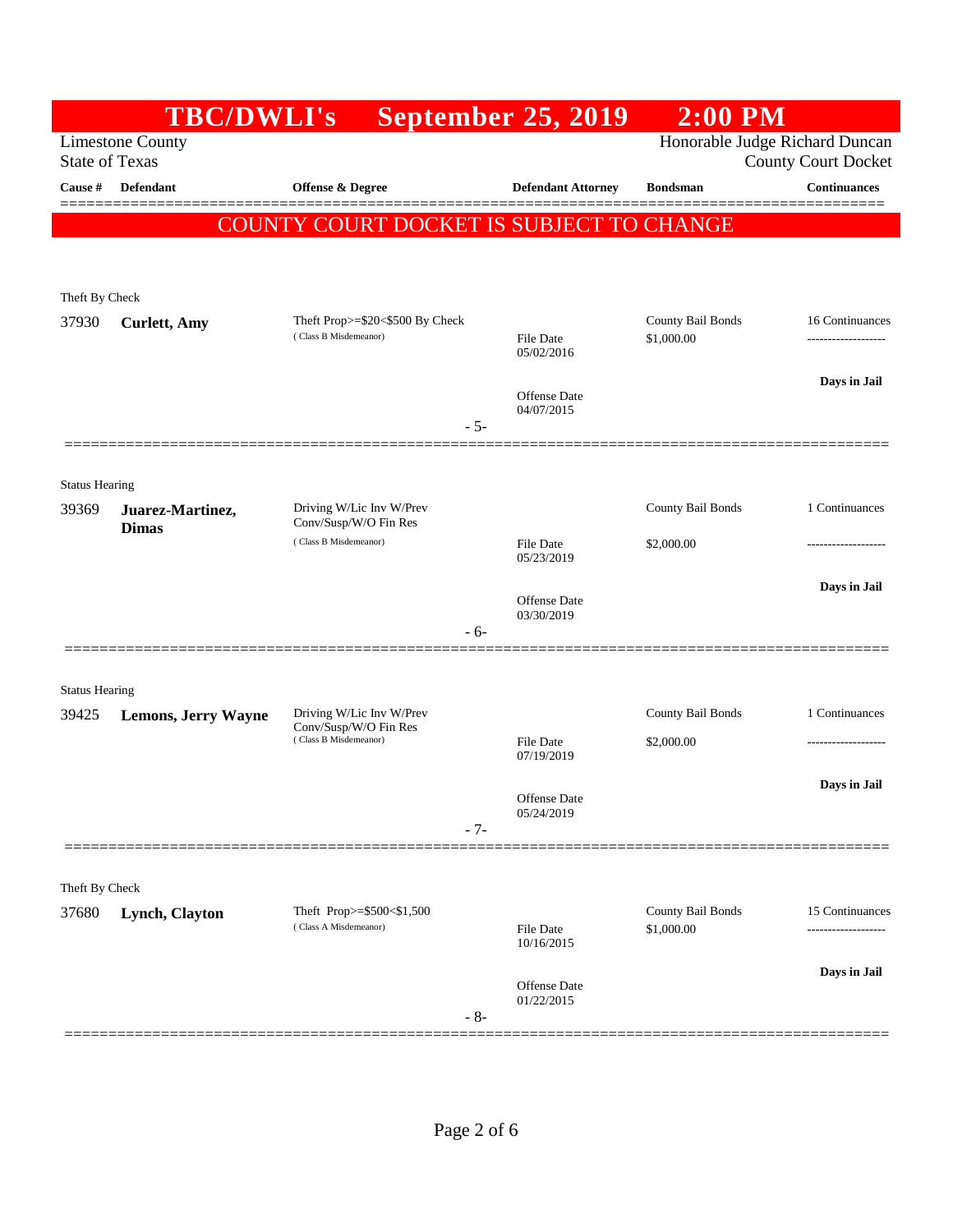# TBC/DWLI's September 25, 2019 2:00 PM

Limestone County
State of Texas

Honorable Judge Richard Duncan
County Court Docket

| Cause # | Defendant | Offense & Degree | Defendant Attorney | Bondsman | Continuances |
|---|---|---|---|---|---|

**COUNTY COURT DOCKET IS SUBJECT TO CHANGE**

Theft By Check

| Cause # | Defendant | Offense & Degree | Defendant Attorney | Bondsman | Continuances |
|---|---|---|---|---|---|
| 37930 | **Curlett, Amy** | Theft Prop>=$20<$500 By Check (Class B Misdemeanor) | File Date 05/02/2016 Offense Date 04/07/2015 | County Bail Bonds $1,000.00 | 16 Continuances Days in Jail |

- 5-

Status Hearing

| Cause # | Defendant | Offense & Degree | Defendant Attorney | Bondsman | Continuances |
|---|---|---|---|---|---|
| 39369 | **Juarez-Martinez, Dimas** | Driving W/Lic Inv W/Prev Conv/Susp/W/O Fin Res (Class B Misdemeanor) | File Date 05/23/2019 Offense Date 03/30/2019 | County Bail Bonds $2,000.00 | 1 Continuances Days in Jail |

- 6-

Status Hearing

| Cause # | Defendant | Offense & Degree | Defendant Attorney | Bondsman | Continuances |
|---|---|---|---|---|---|
| 39425 | **Lemons, Jerry Wayne** | Driving W/Lic Inv W/Prev Conv/Susp/W/O Fin Res (Class B Misdemeanor) | File Date 07/19/2019 Offense Date 05/24/2019 | County Bail Bonds $2,000.00 | 1 Continuances Days in Jail |

- 7-

Theft By Check

| Cause # | Defendant | Offense & Degree | Defendant Attorney | Bondsman | Continuances |
|---|---|---|---|---|---|
| 37680 | **Lynch, Clayton** | Theft Prop>=$500<$1,500 (Class A Misdemeanor) | File Date 10/16/2015 Offense Date 01/22/2015 | County Bail Bonds $1,000.00 | 15 Continuances Days in Jail |

- 8-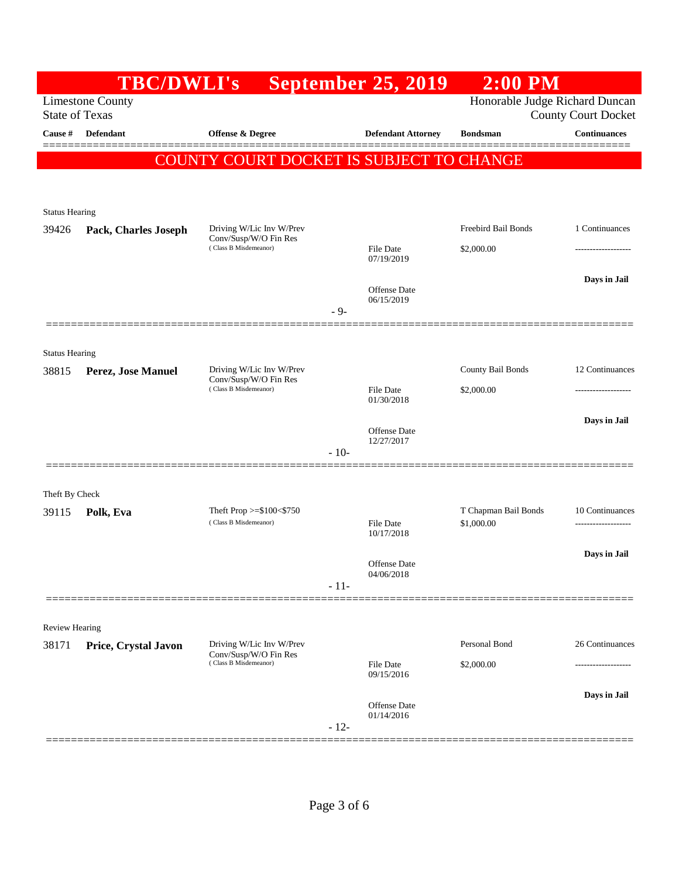# TBC/DWLI's September 25, 2019 2:00 PM

Limestone County
State of Texas

Honorable Judge Richard Duncan
County Court Docket

| Cause # | Defendant | Offense & Degree | Defendant Attorney | Bondsman | Continuances |
|---|---|---|---|---|---|

**COUNTY COURT DOCKET IS SUBJECT TO CHANGE**

Status Hearing

| Cause # | Defendant | Offense & Degree | Defendant Attorney | Bondsman | Continuances |
|---|---|---|---|---|---|
| 39426 | **Pack, Charles Joseph** | Driving W/Lic Inv W/Prev Conv/Susp/W/O Fin Res (Class B Misdemeanor) | File Date 07/19/2019 | Freebird Bail Bonds $2,000.00 | 1 Continuances |
| | | | Offense Date 06/15/2019 | | **Days in Jail** |

- 9-

Status Hearing

| Cause # | Defendant | Offense & Degree | Defendant Attorney | Bondsman | Continuances |
|---|---|---|---|---|---|
| 38815 | **Perez, Jose Manuel** | Driving W/Lic Inv W/Prev Conv/Susp/W/O Fin Res (Class B Misdemeanor) | File Date 01/30/2018 | County Bail Bonds $2,000.00 | 12 Continuances |
| | | | Offense Date 12/27/2017 | | **Days in Jail** |

- 10-

Theft By Check

| Cause # | Defendant | Offense & Degree | Defendant Attorney | Bondsman | Continuances |
|---|---|---|---|---|---|
| 39115 | **Polk, Eva** | Theft Prop >=$100<$750 (Class B Misdemeanor) | File Date 10/17/2018 | T Chapman Bail Bonds $1,000.00 | 10 Continuances |
| | | | Offense Date 04/06/2018 | | **Days in Jail** |

- 11-

Review Hearing

| Cause # | Defendant | Offense & Degree | Defendant Attorney | Bondsman | Continuances |
|---|---|---|---|---|---|
| 38171 | **Price, Crystal Javon** | Driving W/Lic Inv W/Prev Conv/Susp/W/O Fin Res (Class B Misdemeanor) | File Date 09/15/2016 | Personal Bond $2,000.00 | 26 Continuances |
| | | | Offense Date 01/14/2016 | | **Days in Jail** |

- 12-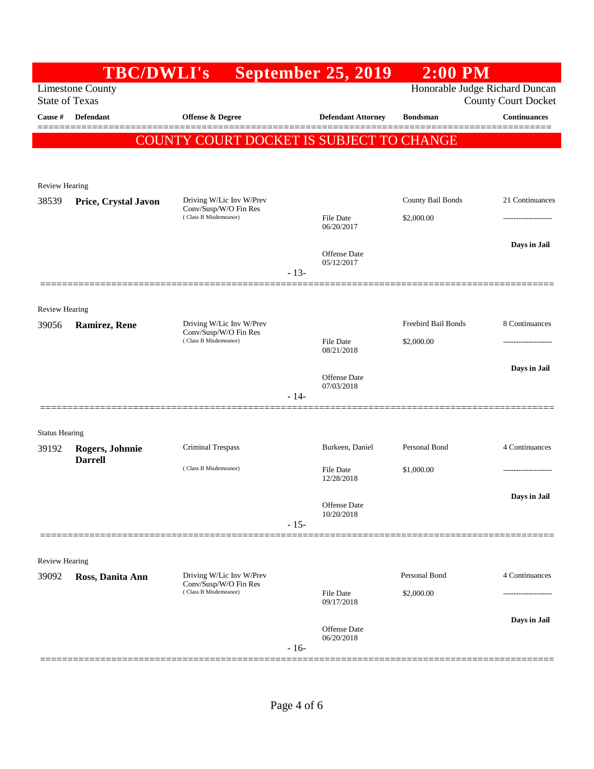# TBC/DWLI's September 25, 2019 2:00 PM

Limestone County
State of Texas

Honorable Judge Richard Duncan
County Court Docket

**COUNTY COURT DOCKET IS SUBJECT TO CHANGE**

| Cause # | Defendant | Offense & Degree | Defendant Attorney | Bondsman | Continuances |
|---|---|---|---|---|---|
| Review Hearing | | | | | |
| 38539 | **Price, Crystal Javon** | Driving W/Lic Inv W/Prev Conv/Susp/W/O Fin Res (Class B Misdemeanor) | File Date 06/20/2017; Offense Date 05/12/2017 | County Bail Bonds $2,000.00 | 21 Continuances; Days in Jail |
| | | - 13- | | | |
| Review Hearing | | | | | |
| 39056 | **Ramirez, Rene** | Driving W/Lic Inv W/Prev Conv/Susp/W/O Fin Res (Class B Misdemeanor) | File Date 08/21/2018; Offense Date 07/03/2018 | Freebird Bail Bonds $2,000.00 | 8 Continuances; Days in Jail |
| | | - 14- | | | |
| Status Hearing | | | | | |
| 39192 | **Rogers, Johnnie Darrell** | Criminal Trespass (Class B Misdemeanor) | Burkeen, Daniel; File Date 12/28/2018; Offense Date 10/20/2018 | Personal Bond $1,000.00 | 4 Continuances; Days in Jail |
| | | - 15- | | | |
| Review Hearing | | | | | |
| 39092 | **Ross, Danita Ann** | Driving W/Lic Inv W/Prev Conv/Susp/W/O Fin Res (Class B Misdemeanor) | File Date 09/17/2018; Offense Date 06/20/2018 | Personal Bond $2,000.00 | 4 Continuances; Days in Jail |
| | | - 16- | | | |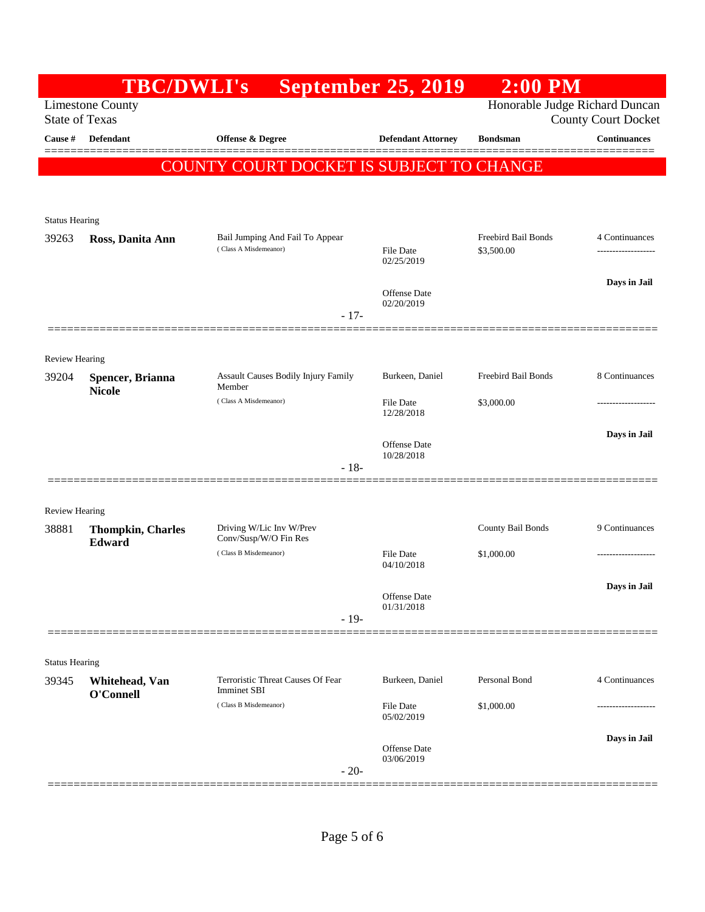# TBC/DWLI's September 25, 2019 2:00 PM

Limestone County
State of Texas

Honorable Judge Richard Duncan
County Court Docket

**COUNTY COURT DOCKET IS SUBJECT TO CHANGE**

| Cause # | Defendant | Offense & Degree | Defendant Attorney | Bondsman | Continuances |
|---|---|---|---|---|---|
| Status Hearing | | | | | |
| 39263 | **Ross, Danita Ann** | Bail Jumping And Fail To Appear (Class A Misdemeanor) | File Date 02/25/2019; Offense Date 02/20/2019 | Freebird Bail Bonds $3,500.00 | 4 Continuances; Days in Jail |
| | | | - 17- | | |
| Review Hearing | | | | | |
| 39204 | **Spencer, Brianna Nicole** | Assault Causes Bodily Injury Family Member (Class A Misdemeanor) | Burkeen, Daniel; File Date 12/28/2018; Offense Date 10/28/2018 | Freebird Bail Bonds $3,000.00 | 8 Continuances; Days in Jail |
| | | | - 18- | | |
| Review Hearing | | | | | |
| 38881 | **Thompkin, Charles Edward** | Driving W/Lic Inv W/Prev Conv/Susp/W/O Fin Res (Class B Misdemeanor) | File Date 04/10/2018; Offense Date 01/31/2018 | County Bail Bonds $1,000.00 | 9 Continuances; Days in Jail |
| | | | - 19- | | |
| Status Hearing | | | | | |
| 39345 | **Whitehead, Van O'Connell** | Terroristic Threat Causes Of Fear Imminet SBI (Class B Misdemeanor) | Burkeen, Daniel; File Date 05/02/2019; Offense Date 03/06/2019 | Personal Bond $1,000.00 | 4 Continuances; Days in Jail |
| | | | - 20- | | |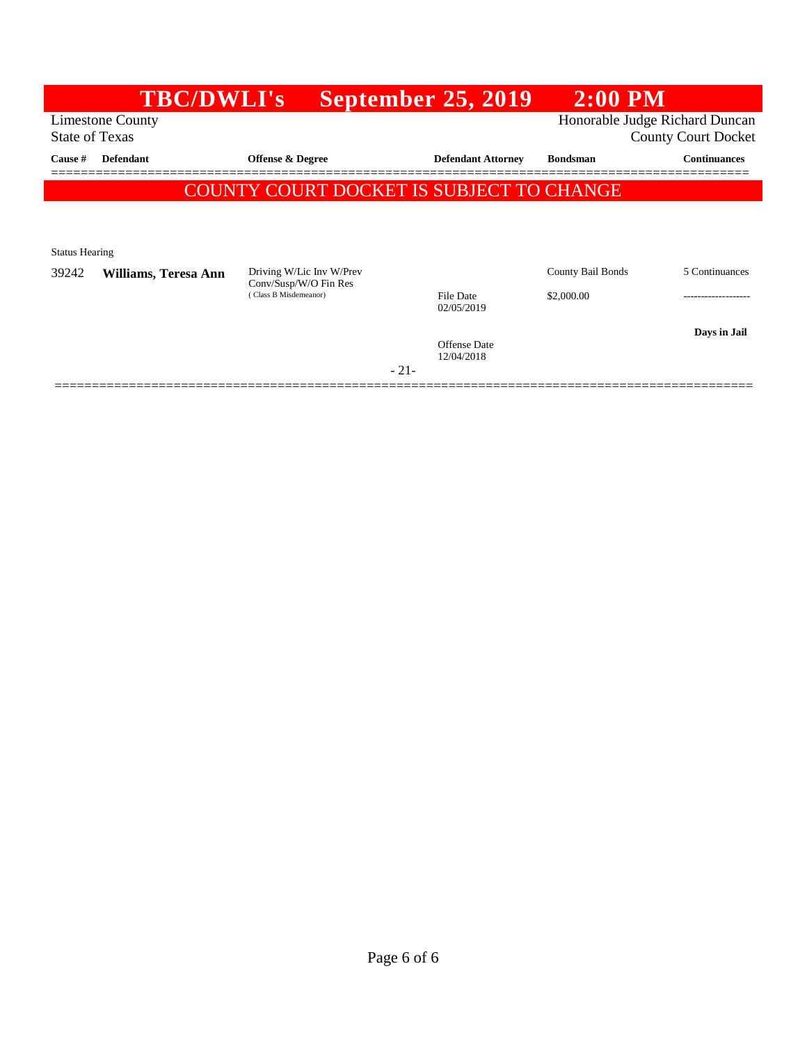# TBC/DWLI's September 25, 2019 2:00 PM

Limestone County
State of Texas

Honorable Judge Richard Duncan
County Court Docket

| Cause # | Defendant | Offense & Degree | Defendant Attorney | Bondsman | Continuances |
|---|---|---|---|---|---|

COUNTY COURT DOCKET IS SUBJECT TO CHANGE

Status Hearing

| Cause # | Defendant | Offense & Degree | Defendant Attorney | Bondsman | Continuances |
|---|---|---|---|---|---|
| 39242 | **Williams, Teresa Ann** | Driving W/Lic Inv W/Prev Conv/Susp/W/O Fin Res ( Class B Misdemeanor) | File Date 02/05/2019 | County Bail Bonds $2,000.00 | 5 Continuances ------------------- |
| | | | Offense Date 12/04/2018 | | **Days in Jail** |

- 21-